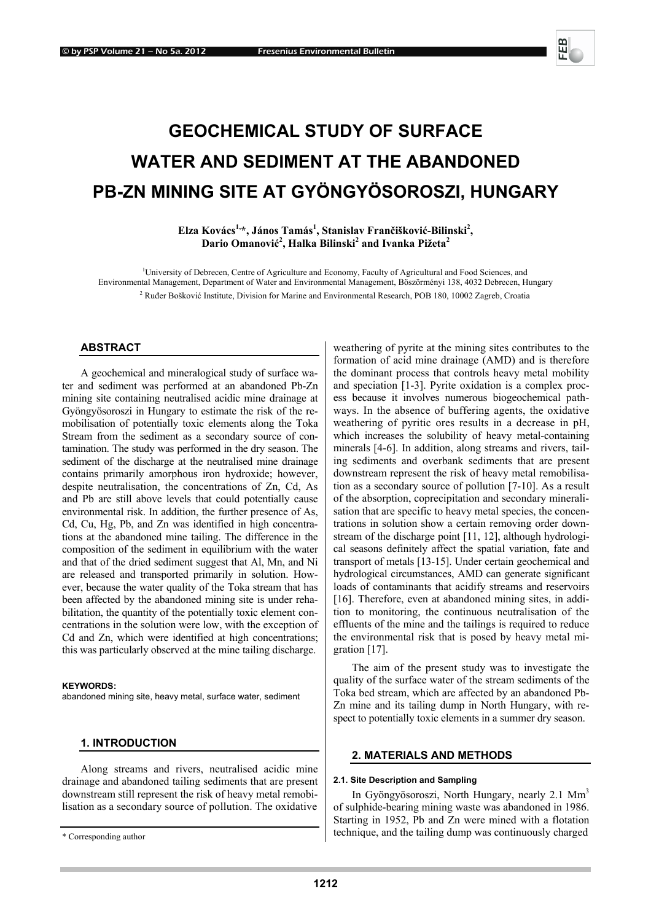# GEOCHEMICAL STUDY OF SURFACE WATER AND SEDIMENT AT THE ABANDONED PB-ZN MINING SITE AT GYÖNGYÖSOROSZI, HUNGARY

**Elza Kovács[1,*], János Tamás[1], Stanislav Frančišković-Bilinski[2], Dario Omanović[2], Halka Bilinski[2] and Ivanka Pižeta[2]**

[1]University of Debrecen, Centre of Agriculture and Economy, Faculty of Agricultural and Food Sciences, and Environmental Management, Department of Water and Environmental Management, Böszörményi 138, 4032 Debrecen, Hungary

[2] Ruđer Bošković Institute, Division for Marine and Environmental Research, POB 180, 10002 Zagreb, Croatia

## ABSTRACT

A geochemical and mineralogical study of surface water and sediment was performed at an abandoned Pb-Zn mining site containing neutralised acidic mine drainage at Gyöngyösoroszi in Hungary to estimate the risk of the remobilisation of potentially toxic elements along the Toka Stream from the sediment as a secondary source of contamination. The study was performed in the dry season. The sediment of the discharge at the neutralised mine drainage contains primarily amorphous iron hydroxide; however, despite neutralisation, the concentrations of Zn, Cd, As and Pb are still above levels that could potentially cause environmental risk. In addition, the further presence of As, Cd, Cu, Hg, Pb, and Zn was identified in high concentrations at the abandoned mine tailing. The difference in the composition of the sediment in equilibrium with the water and that of the dried sediment suggest that Al, Mn, and Ni are released and transported primarily in solution. However, because the water quality of the Toka stream that has been affected by the abandoned mining site is under rehabilitation, the quantity of the potentially toxic element concentrations in the solution were low, with the exception of Cd and Zn, which were identified at high concentrations; this was particularly observed at the mine tailing discharge.

**KEYWORDS:**
abandoned mining site, heavy metal, surface water, sediment

## 1. INTRODUCTION

Along streams and rivers, neutralised acidic mine drainage and abandoned tailing sediments that are present downstream still represent the risk of heavy metal remobilisation as a secondary source of pollution. The oxidative weathering of pyrite at the mining sites contributes to the formation of acid mine drainage (AMD) and is therefore the dominant process that controls heavy metal mobility and speciation [1-3]. Pyrite oxidation is a complex process because it involves numerous biogeochemical pathways. In the absence of buffering agents, the oxidative weathering of pyritic ores results in a decrease in pH, which increases the solubility of heavy metal-containing minerals [4-6]. In addition, along streams and rivers, tailing sediments and overbank sediments that are present downstream represent the risk of heavy metal remobilisation as a secondary source of pollution [7-10]. As a result of the absorption, coprecipitation and secondary mineralisation that are specific to heavy metal species, the concentrations in solution show a certain removing order downstream of the discharge point [11, 12], although hydrological seasons definitely affect the spatial variation, fate and transport of metals [13-15]. Under certain geochemical and hydrological circumstances, AMD can generate significant loads of contaminants that acidify streams and reservoirs [16]. Therefore, even at abandoned mining sites, in addition to monitoring, the continuous neutralisation of the effluents of the mine and the tailings is required to reduce the environmental risk that is posed by heavy metal migration [17].

The aim of the present study was to investigate the quality of the surface water of the stream sediments of the Toka bed stream, which are affected by an abandoned Pb-Zn mine and its tailing dump in North Hungary, with respect to potentially toxic elements in a summer dry season.

## 2. MATERIALS AND METHODS

### 2.1. Site Description and Sampling

In Gyöngyösoroszi, North Hungary, nearly 2.1 $Mm^3$ of sulphide-bearing mining waste was abandoned in 1986. Starting in 1952, Pb and Zn were mined with a flotation technique, and the tailing dump was continuously charged

\* Corresponding author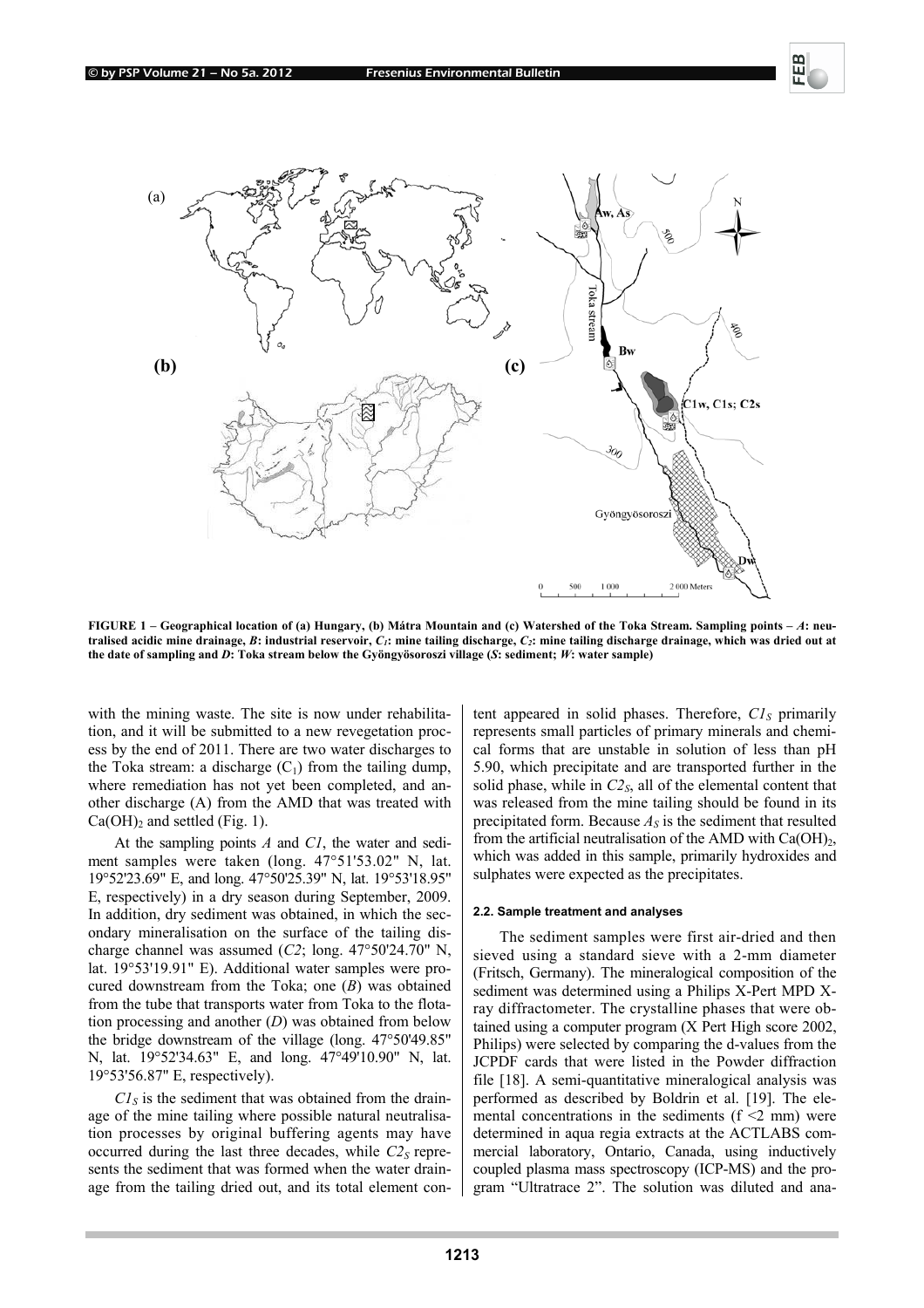FIGURE 1 – Geographical location of (a) Hungary, (b) Mátra Mountain and (c) Watershed of the Toka Stream. Sampling points – *A*: neutralised acidic mine drainage, *B*: industrial reservoir, $C_1$: mine tailing discharge, $C_2$: mine tailing discharge drainage, which was dried out at the date of sampling and *D*: Toka stream below the Gyöngyösoroszi village (*S*: sediment; *W*: water sample)

with the mining waste. The site is now under rehabilitation, and it will be submitted to a new revegetation process by the end of 2011. There are two water discharges to the Toka stream: a discharge ($C_1$) from the tailing dump, where remediation has not yet been completed, and another discharge (A) from the AMD that was treated with $Ca(OH)_2$ and settled (Fig. 1).

At the sampling points *A* and *C1*, the water and sediment samples were taken (long. 47°51'53.02" N, lat. 19°52'23.69" E, and long. 47°50'25.39" N, lat. 19°53'18.95" E, respectively) in a dry season during September, 2009. In addition, dry sediment was obtained, in which the secondary mineralisation on the surface of the tailing discharge channel was assumed (*C2*; long. 47°50'24.70" N, lat. 19°53'19.91" E). Additional water samples were procured downstream from the Toka; one (*B*) was obtained from the tube that transports water from Toka to the flotation processing and another (*D*) was obtained from below the bridge downstream of the village (long. 47°50'49.85" N, lat. 19°52'34.63" E, and long. 47°49'10.90" N, lat. 19°53'56.87" E, respectively).

$C1_S$ is the sediment that was obtained from the drainage of the mine tailing where possible natural neutralisation processes by original buffering agents may have occurred during the last three decades, while $C2_S$ represents the sediment that was formed when the water drainage from the tailing dried out, and its total element content appeared in solid phases. Therefore, $C1_S$ primarily represents small particles of primary minerals and chemical forms that are unstable in solution of less than pH 5.90, which precipitate and are transported further in the solid phase, while in $C2_S$, all of the elemental content that was released from the mine tailing should be found in its precipitated form. Because $A_S$ is the sediment that resulted from the artificial neutralisation of the AMD with $Ca(OH)_2$, which was added in this sample, primarily hydroxides and sulphates were expected as the precipitates.

#### 2.2. Sample treatment and analyses

The sediment samples were first air-dried and then sieved using a standard sieve with a 2-mm diameter (Fritsch, Germany). The mineralogical composition of the sediment was determined using a Philips X-Pert MPD X-ray diffractometer. The crystalline phases that were obtained using a computer program (X Pert High score 2002, Philips) were selected by comparing the d-values from the JCPDF cards that were listed in the Powder diffraction file [18]. A semi-quantitative mineralogical analysis was performed as described by Boldrin et al. [19]. The elemental concentrations in the sediments (f <2 mm) were determined in aqua regia extracts at the ACTLABS commercial laboratory, Ontario, Canada, using inductively coupled plasma mass spectroscopy (ICP-MS) and the program "Ultratrace 2". The solution was diluted and ana-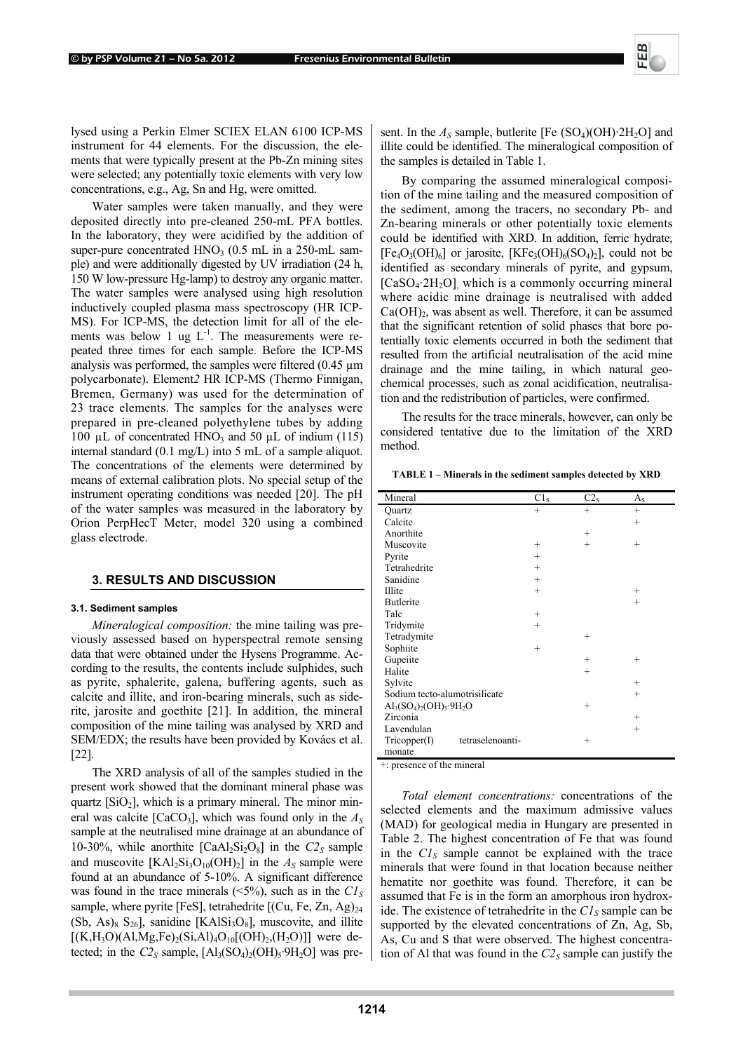lysed using a Perkin Elmer SCIEX ELAN 6100 ICP-MS instrument for 44 elements. For the discussion, the elements that were typically present at the Pb-Zn mining sites were selected; any potentially toxic elements with very low concentrations, e.g., Ag, Sn and Hg, were omitted.

Water samples were taken manually, and they were deposited directly into pre-cleaned 250-mL PFA bottles. In the laboratory, they were acidified by the addition of super-pure concentrated $HNO_3$ (0.5 mL in a 250-mL sample) and were additionally digested by UV irradiation (24 h, 150 W low-pressure Hg-lamp) to destroy any organic matter. The water samples were analysed using high resolution inductively coupled plasma mass spectroscopy (HR ICP-MS). For ICP-MS, the detection limit for all of the elements was below 1 ug $L^{-1}$. The measurements were repeated three times for each sample. Before the ICP-MS analysis was performed, the samples were filtered (0.45 µm polycarbonate). Element*2* HR ICP-MS (Thermo Finnigan, Bremen, Germany) was used for the determination of 23 trace elements. The samples for the analyses were prepared in pre-cleaned polyethylene tubes by adding 100 µL of concentrated $HNO_3$ and 50 µL of indium (115) internal standard (0.1 mg/L) into 5 mL of a sample aliquot. The concentrations of the elements were determined by means of external calibration plots. No special setup of the instrument operating conditions was needed [20]. The pH of the water samples was measured in the laboratory by Orion PerpHecT Meter, model 320 using a combined glass electrode.

## 3. RESULTS AND DISCUSSION

### 3.1. Sediment samples

*Mineralogical composition:* the mine tailing was previously assessed based on hyperspectral remote sensing data that were obtained under the Hysens Programme. According to the results, the contents include sulphides, such as pyrite, sphalerite, galena, buffering agents, such as calcite and illite, and iron-bearing minerals, such as siderite, jarosite and goethite [21]. In addition, the mineral composition of the mine tailing was analysed by XRD and SEM/EDX; the results have been provided by Kovács et al. [22].

The XRD analysis of all of the samples studied in the present work showed that the dominant mineral phase was quartz [$SiO_2$], which is a primary mineral. The minor mineral was calcite [$CaCO_3$], which was found only in the $A_S$ sample at the neutralised mine drainage at an abundance of 10-30%, while anorthite [$CaAl_2Si_2O_8$] in the $C2_S$ sample and muscovite [$KAl_2Si_3O_{10}(OH)_2$] in the $A_S$ sample were found at an abundance of 5-10%. A significant difference was found in the trace minerals (<5%), such as in the $C1_S$ sample, where pyrite [FeS], tetrahedrite [$(Cu, Fe, Zn, Ag)_{24}(Sb, As)_8 S_{26}$], sanidine [$KAlSi_3O_8$], muscovite, and illite [$(K,H_3O)(Al,Mg,Fe)_2(Si,Al)_4O_{10}[(OH)_2,(H_2O)]$] were detected; in the $C2_S$ sample, [$Al_3(SO_4)_2(OH)_5{\cdot}9H_2O$] was present. In the $A_S$ sample, butlerite [$Fe(SO_4)(OH){\cdot}2H_2O$] and illite could be identified. The mineralogical composition of the samples is detailed in Table 1.

By comparing the assumed mineralogical composition of the mine tailing and the measured composition of the sediment, among the tracers, no secondary Pb- and Zn-bearing minerals or other potentially toxic elements could be identified with XRD. In addition, ferric hydrate, [$Fe_4O_3(OH)_6$] or jarosite, [$KFe_3(OH)_6(SO_4)_2$], could not be identified as secondary minerals of pyrite, and gypsum, [$CaSO_4{\cdot}2H_2O$], which is a commonly occurring mineral where acidic mine drainage is neutralised with added $Ca(OH)_2$, was absent as well. Therefore, it can be assumed that the significant retention of solid phases that bore potentially toxic elements occurred in both the sediment that resulted from the artificial neutralisation of the acid mine drainage and the mine tailing, in which natural geochemical processes, such as zonal acidification, neutralisation and the redistribution of particles, were confirmed.

The results for the trace minerals, however, can only be considered tentative due to the limitation of the XRD method.

**TABLE 1 – Minerals in the sediment samples detected by XRD**

| Mineral | $C1_S$ | $C2_S$ | $A_S$ |
|---|---|---|---|
| Quartz | + | + | + |
| Calcite | | | + |
| Anorthite | | + | |
| Muscovite | + | + | + |
| Pyrite | + | | |
| Tetrahedrite | + | | |
| Sanidine | + | | |
| Illite | + | | + |
| Butlerite | | | + |
| Talc | + | | |
| Tridymite | + | | |
| Tetradymite | | + | |
| Sophiite | + | | |
| Gupeiite | | + | + |
| Halite | | + | |
| Sylvite | | | + |
| Sodium tecto-alumotrisilicate | | | + |
| $Al_3(SO_4)_2(OH)_5{\cdot}9H_2O$ | | + | |
| Zirconia | | | + |
| Lavendulan | | | + |
| Tricopper(I) tetraselenoantimonate | | + | |

+: presence of the mineral

*Total element concentrations:* concentrations of the selected elements and the maximum admissive values (MAD) for geological media in Hungary are presented in Table 2. The highest concentration of Fe that was found in the $C1_S$ sample cannot be explained with the trace minerals that were found in that location because neither hematite nor goethite was found. Therefore, it can be assumed that Fe is in the form an amorphous iron hydroxide. The existence of tetrahedrite in the $C1_S$ sample can be supported by the elevated concentrations of Zn, Ag, Sb, As, Cu and S that were observed. The highest concentration of Al that was found in the $C2_S$ sample can justify the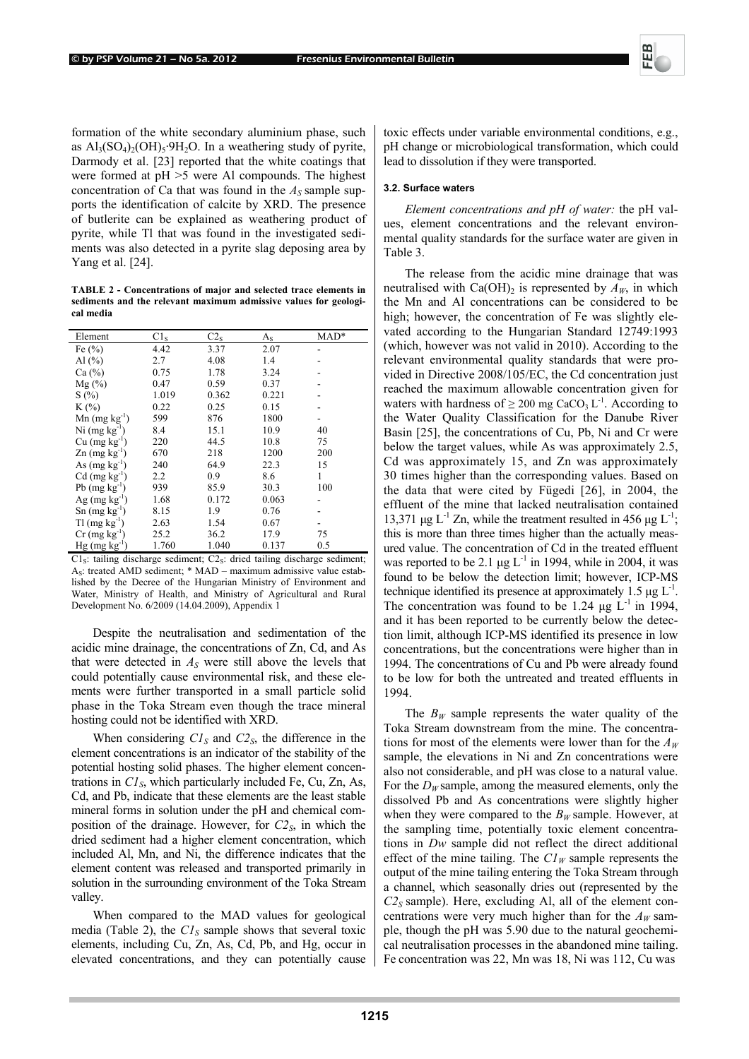formation of the white secondary aluminium phase, such as $Al_3(SO_4)_2(OH)_5·9H_2O$. In a weathering study of pyrite, Darmody et al. [23] reported that the white coatings that were formed at pH >5 were Al compounds. The highest concentration of Ca that was found in the $A_S$ sample supports the identification of calcite by XRD. The presence of butlerite can be explained as weathering product of pyrite, while Tl that was found in the investigated sediments was also detected in a pyrite slag deposing area by Yang et al. [24].

**TABLE 2 - Concentrations of major and selected trace elements in sediments and the relevant maximum admissive values for geological media**

| Element | $C1_S$ | $C2_S$ | $A_S$ | MAD* |
|---|---|---|---|---|
| Fe (%) | 4.42 | 3.37 | 2.07 | - |
| Al (%) | 2.7 | 4.08 | 1.4 | - |
| Ca (%) | 0.75 | 1.78 | 3.24 | - |
| Mg (%) | 0.47 | 0.59 | 0.37 | - |
| S (%) | 1.019 | 0.362 | 0.221 | - |
| K (%) | 0.22 | 0.25 | 0.15 | - |
| Mn (mg $kg^{-1}$) | 599 | 876 | 1800 | - |
| Ni (mg $kg^{-1}$) | 8.4 | 15.1 | 10.9 | 40 |
| Cu (mg $kg^{-1}$) | 220 | 44.5 | 10.8 | 75 |
| Zn (mg $kg^{-1}$) | 670 | 218 | 1200 | 200 |
| As (mg $kg^{-1}$) | 240 | 64.9 | 22.3 | 15 |
| Cd (mg $kg^{-1}$) | 2.2 | 0.9 | 8.6 | 1 |
| Pb (mg $kg^{-1}$) | 939 | 85.9 | 30.3 | 100 |
| Ag (mg $kg^{-1}$) | 1.68 | 0.172 | 0.063 | - |
| Sn (mg $kg^{-1}$) | 8.15 | 1.9 | 0.76 | - |
| Tl (mg $kg^{-1}$) | 2.63 | 1.54 | 0.67 | - |
| Cr (mg $kg^{-1}$) | 25.2 | 36.2 | 17.9 | 75 |
| Hg (mg $kg^{-1}$) | 1.760 | 1.040 | 0.137 | 0.5 |

$C1_S$: tailing discharge sediment; $C2_S$: dried tailing discharge sediment; $A_S$: treated AMD sediment; * MAD – maximum admissive value established by the Decree of the Hungarian Ministry of Environment and Water, Ministry of Health, and Ministry of Agricultural and Rural Development No. 6/2009 (14.04.2009), Appendix 1

Despite the neutralisation and sedimentation of the acidic mine drainage, the concentrations of Zn, Cd, and As that were detected in $A_S$ were still above the levels that could potentially cause environmental risk, and these elements were further transported in a small particle solid phase in the Toka Stream even though the trace mineral hosting could not be identified with XRD.

When considering $C1_S$ and $C2_S$, the difference in the element concentrations is an indicator of the stability of the potential hosting solid phases. The higher element concentrations in $C1_S$, which particularly included Fe, Cu, Zn, As, Cd, and Pb, indicate that these elements are the least stable mineral forms in solution under the pH and chemical composition of the drainage. However, for $C2_S$, in which the dried sediment had a higher element concentration, which included Al, Mn, and Ni, the difference indicates that the element content was released and transported primarily in solution in the surrounding environment of the Toka Stream valley.

When compared to the MAD values for geological media (Table 2), the $C1_S$ sample shows that several toxic elements, including Cu, Zn, As, Cd, Pb, and Hg, occur in elevated concentrations, and they can potentially cause toxic effects under variable environmental conditions, e.g., pH change or microbiological transformation, which could lead to dissolution if they were transported.

### 3.2. Surface waters

*Element concentrations and pH of water:* the pH values, element concentrations and the relevant environmental quality standards for the surface water are given in Table 3.

The release from the acidic mine drainage that was neutralised with $Ca(OH)_2$ is represented by $A_W$, in which the Mn and Al concentrations can be considered to be high; however, the concentration of Fe was slightly elevated according to the Hungarian Standard 12749:1993 (which, however was not valid in 2010). According to the relevant environmental quality standards that were provided in Directive 2008/105/EC, the Cd concentration just reached the maximum allowable concentration given for waters with hardness of ≥ 200 mg $CaCO_3$ $L^{-1}$. According to the Water Quality Classification for the Danube River Basin [25], the concentrations of Cu, Pb, Ni and Cr were below the target values, while As was approximately 2.5, Cd was approximately 15, and Zn was approximately 30 times higher than the corresponding values. Based on the data that were cited by Fügedi [26], in 2004, the effluent of the mine that lacked neutralisation contained 13,371 µg $L^{-1}$ Zn, while the treatment resulted in 456 µg $L^{-1}$; this is more than three times higher than the actually measured value. The concentration of Cd in the treated effluent was reported to be 2.1 µg $L^{-1}$ in 1994, while in 2004, it was found to be below the detection limit; however, ICP-MS technique identified its presence at approximately 1.5 µg $L^{-1}$. The concentration was found to be 1.24 µg $L^{-1}$ in 1994, and it has been reported to be currently below the detection limit, although ICP-MS identified its presence in low concentrations, but the concentrations were higher than in 1994. The concentrations of Cu and Pb were already found to be low for both the untreated and treated effluents in 1994.

The $B_W$ sample represents the water quality of the Toka Stream downstream from the mine. The concentrations for most of the elements were lower than for the $A_W$ sample, the elevations in Ni and Zn concentrations were also not considerable, and pH was close to a natural value. For the $D_W$ sample, among the measured elements, only the dissolved Pb and As concentrations were slightly higher when they were compared to the $B_W$ sample. However, at the sampling time, potentially toxic element concentrations in $D_W$ sample did not reflect the direct additional effect of the mine tailing. The $C1_W$ sample represents the output of the mine tailing entering the Toka Stream through a channel, which seasonally dries out (represented by the $C2_S$ sample). Here, excluding Al, all of the element concentrations were very much higher than for the $A_W$ sample, though the pH was 5.90 due to the natural geochemical neutralisation processes in the abandoned mine tailing. Fe concentration was 22, Mn was 18, Ni was 112, Cu was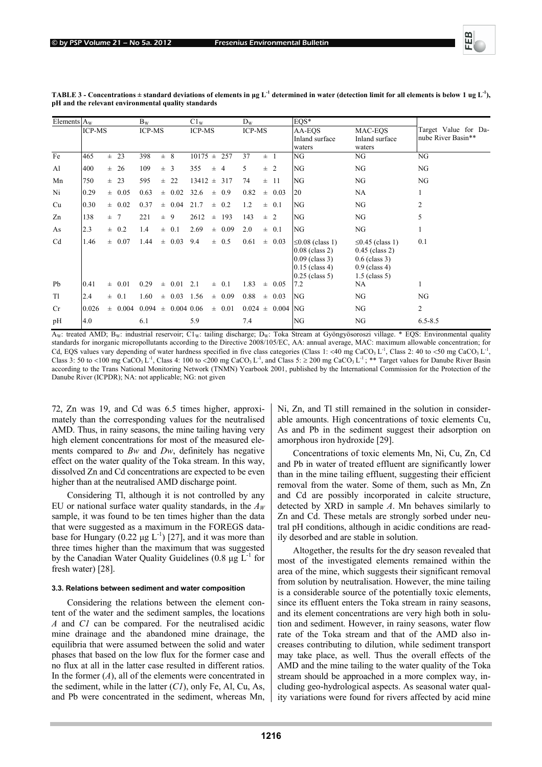**TABLE 3 - Concentrations ± standard deviations of elements in µg L$^{-1}$ determined in water (detection limit for all elements is below 1 ug L$^{-1}$), pH and the relevant environmental quality standards**

| Elements | $A_W$ | $B_W$ | $C1_W$ | $D_W$ | EQS* | | Target Value for Danube River Basin** |
|---|---|---|---|---|---|---|---|
| | ICP-MS | ICP-MS | ICP-MS | ICP-MS | AA-EQS Inland surface waters | MAC-EQS Inland surface waters | |
| Fe | 465 ± 23 | 398 ± 8 | 10175 ± 257 | 37 ± 1 | NG | NG | NG |
| Al | 400 ± 26 | 109 ± 3 | 355 ± 4 | 5 ± 2 | NG | NG | NG |
| Mn | 750 ± 23 | 595 ± 22 | 13412 ± 317 | 74 ± 11 | NG | NG | NG |
| Ni | 0.29 ± 0.05 | 0.63 ± 0.02 | 32.6 ± 0.9 | 0.82 ± 0.03 | 20 | NA | 1 |
| Cu | 0.30 ± 0.02 | 0.37 ± 0.04 | 21.7 ± 0.2 | 1.2 ± 0.1 | NG | NG | 2 |
| Zn | 138 ± 7 | 221 ± 9 | 2612 ± 193 | 143 ± 2 | NG | NG | 5 |
| As | 2.3 ± 0.2 | 1.4 ± 0.1 | 2.69 ± 0.09 | 2.0 ± 0.1 | NG | NG | 1 |
| Cd | 1.46 ± 0.07 | 1.44 ± 0.03 | 9.4 ± 0.5 | 0.61 ± 0.03 | ≤0.08 (class 1) 0.08 (class 2) 0.09 (class 3) 0.15 (class 4) 0.25 (class 5) | ≤0.45 (class 1) 0.45 (class 2) 0.6 (class 3) 0.9 (class 4) 1.5 (class 5) | 0.1 |
| Pb | 0.41 ± 0.01 | 0.29 ± 0.01 | 2.1 ± 0.1 | 1.83 ± 0.05 | 7.2 | NA | 1 |
| Tl | 2.4 ± 0.1 | 1.60 ± 0.03 | 1.56 ± 0.09 | 0.88 ± 0.03 | NG | NG | NG |
| Cr | 0.026 ± 0.004 | 0.094 ± 0.004 | 0.06 ± 0.01 | 0.024 ± 0.004 | NG | NG | 2 |
| pH | 4.0 | 6.1 | 5.9 | 7.4 | NG | NG | 6.5-8.5 |

$A_W$: treated AMD; $B_W$: industrial reservoir; $C1_W$: tailing discharge; $D_W$: Toka Stream at Gyöngyösoroszi village. * EQS: Environmental quality standards for inorganic micropollutants according to the Directive 2008/105/EC, AA: annual average, MAC: maximum allowable concentration; for Cd, EQS values vary depending of water hardness specified in five class categories (Class 1: <40 mg $CaCO_3$ L$^{-1}$, Class 2: 40 to <50 mg $CaCO_3$ L$^{-1}$, Class 3: 50 to <100 mg $CaCO_3$ L$^{-1}$, Class 4: 100 to <200 mg $CaCO_3$ L$^{-1}$, and Class 5: ≥ 200 mg $CaCO_3$ L$^{-1}$ ; ** Target values for Danube River Basin according to the Trans National Monitoring Network (TNMN) Yearbook 2001, published by the International Commission for the Protection of the Danube River (ICPDR); NA: not applicable; NG: not given

72, Zn was 19, and Cd was 6.5 times higher, approximately than the corresponding values for the neutralised AMD. Thus, in rainy seasons, the mine tailing having very high element concentrations for most of the measured elements compared to *Bw* and *Dw*, definitely has negative effect on the water quality of the Toka stream. In this way, dissolved Zn and Cd concentrations are expected to be even higher than at the neutralised AMD discharge point.

Considering Tl, although it is not controlled by any EU or national surface water quality standards, in the $A_W$ sample, it was found to be ten times higher than the data that were suggested as a maximum in the FOREGS database for Hungary (0.22 µg L$^{-1}$) [27], and it was more than three times higher than the maximum that was suggested by the Canadian Water Quality Guidelines (0.8 µg L$^{-1}$ for fresh water) [28].

#### 3.3. Relations between sediment and water composition

Considering the relations between the element content of the water and the sediment samples, the locations *A* and *C1* can be compared. For the neutralised acidic mine drainage and the abandoned mine drainage, the equilibria that were assumed between the solid and water phases that based on the low flux for the former case and no flux at all in the latter case resulted in different ratios. In the former (*A*), all of the elements were concentrated in the sediment, while in the latter (*C1*), only Fe, Al, Cu, As, and Pb were concentrated in the sediment, whereas Mn, Ni, Zn, and Tl still remained in the solution in considerable amounts. High concentrations of toxic elements Cu, As and Pb in the sediment suggest their adsorption on amorphous iron hydroxide [29].

Concentrations of toxic elements Mn, Ni, Cu, Zn, Cd and Pb in water of treated effluent are significantly lower than in the mine tailing effluent, suggesting their efficient removal from the water. Some of them, such as Mn, Zn and Cd are possibly incorporated in calcite structure, detected by XRD in sample *A*. Mn behaves similarly to Zn and Cd. These metals are strongly sorbed under neutral pH conditions, although in acidic conditions are readily desorbed and are stable in solution.

Altogether, the results for the dry season revealed that most of the investigated elements remained within the area of the mine, which suggests their significant removal from solution by neutralisation. However, the mine tailing is a considerable source of the potentially toxic elements, since its effluent enters the Toka stream in rainy seasons, and its element concentrations are very high both in solution and sediment. However, in rainy seasons, water flow rate of the Toka stream and that of the AMD also increases contributing to dilution, while sediment transport may take place, as well. Thus the overall effects of the AMD and the mine tailing to the water quality of the Toka stream should be approached in a more complex way, including geo-hydrological aspects. As seasonal water quality variations were found for rivers affected by acid mine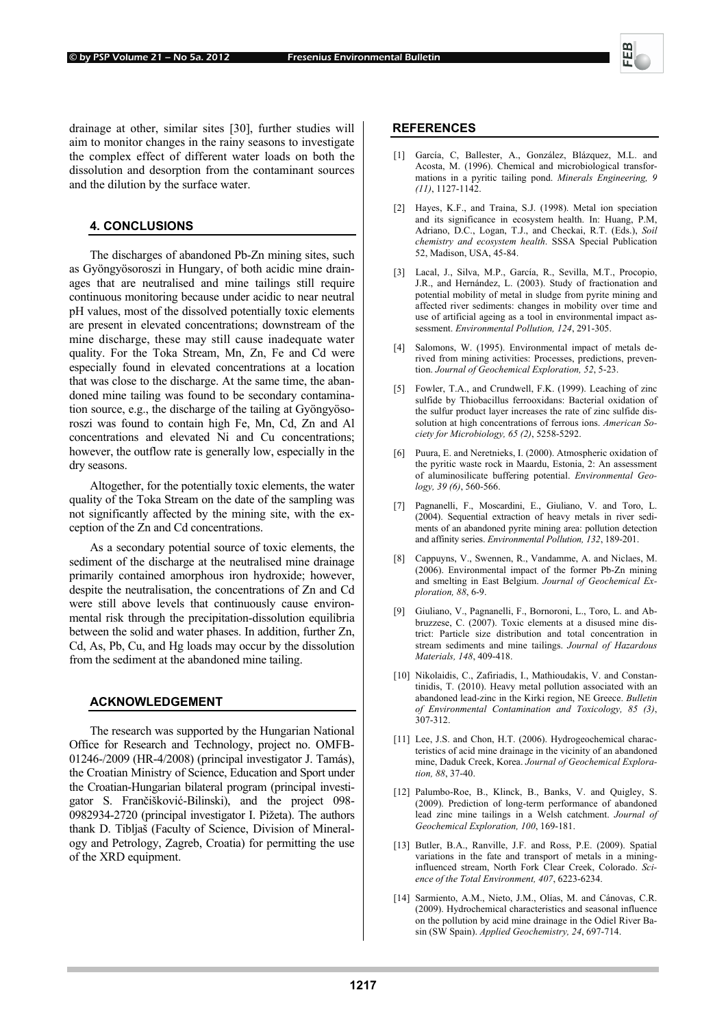drainage at other, similar sites [30], further studies will aim to monitor changes in the rainy seasons to investigate the complex effect of different water loads on both the dissolution and desorption from the contaminant sources and the dilution by the surface water.

## 4. CONCLUSIONS

The discharges of abandoned Pb-Zn mining sites, such as Gyöngyösoroszi in Hungary, of both acidic mine drainages that are neutralised and mine tailings still require continuous monitoring because under acidic to near neutral pH values, most of the dissolved potentially toxic elements are present in elevated concentrations; downstream of the mine discharge, these may still cause inadequate water quality. For the Toka Stream, Mn, Zn, Fe and Cd were especially found in elevated concentrations at a location that was close to the discharge. At the same time, the abandoned mine tailing was found to be secondary contamination source, e.g., the discharge of the tailing at Gyöngyösoroszi was found to contain high Fe, Mn, Cd, Zn and Al concentrations and elevated Ni and Cu concentrations; however, the outflow rate is generally low, especially in the dry seasons.

Altogether, for the potentially toxic elements, the water quality of the Toka Stream on the date of the sampling was not significantly affected by the mining site, with the exception of the Zn and Cd concentrations.

As a secondary potential source of toxic elements, the sediment of the discharge at the neutralised mine drainage primarily contained amorphous iron hydroxide; however, despite the neutralisation, the concentrations of Zn and Cd were still above levels that continuously cause environmental risk through the precipitation-dissolution equilibria between the solid and water phases. In addition, further Zn, Cd, As, Pb, Cu, and Hg loads may occur by the dissolution from the sediment at the abandoned mine tailing.

## ACKNOWLEDGEMENT

The research was supported by the Hungarian National Office for Research and Technology, project no. OMFB-01246-/2009 (HR-4/2008) (principal investigator J. Tamás), the Croatian Ministry of Science, Education and Sport under the Croatian-Hungarian bilateral program (principal investigator S. Frančišković-Bilinski), and the project 098-0982934-2720 (principal investigator I. Pižeta). The authors thank D. Tibljaš (Faculty of Science, Division of Mineralogy and Petrology, Zagreb, Croatia) for permitting the use of the XRD equipment.

## REFERENCES

[1] García, C, Ballester, A., González, Blázquez, M.L. and Acosta, M. (1996). Chemical and microbiological transformations in a pyritic tailing pond. *Minerals Engineering, 9 (11)*, 1127-1142.

[2] Hayes, K.F., and Traina, S.J. (1998). Metal ion speciation and its significance in ecosystem health. In: Huang, P.M, Adriano, D.C., Logan, T.J., and Checkai, R.T. (Eds.), *Soil chemistry and ecosystem health*. SSSA Special Publication 52, Madison, USA, 45-84.

[3] Lacal, J., Silva, M.P., García, R., Sevilla, M.T., Procopio, J.R., and Hernández, L. (2003). Study of fractionation and potential mobility of metal in sludge from pyrite mining and affected river sediments: changes in mobility over time and use of artificial ageing as a tool in environmental impact assessment. *Environmental Pollution, 124*, 291-305.

[4] Salomons, W. (1995). Environmental impact of metals derived from mining activities: Processes, predictions, prevention. *Journal of Geochemical Exploration, 52*, 5-23.

[5] Fowler, T.A., and Crundwell, F.K. (1999). Leaching of zinc sulfide by Thiobacillus ferrooxidans: Bacterial oxidation of the sulfur product layer increases the rate of zinc sulfide dissolution at high concentrations of ferrous ions. *American Society for Microbiology, 65 (2)*, 5258-5292.

[6] Puura, E. and Neretnieks, I. (2000). Atmospheric oxidation of the pyritic waste rock in Maardu, Estonia, 2: An assessment of aluminosilicate buffering potential. *Environmental Geology, 39 (6)*, 560-566.

[7] Pagnanelli, F., Moscardini, E., Giuliano, V. and Toro, L. (2004). Sequential extraction of heavy metals in river sediments of an abandoned pyrite mining area: pollution detection and affinity series. *Environmental Pollution, 132*, 189-201.

[8] Cappuyns, V., Swennen, R., Vandamme, A. and Niclaes, M. (2006). Environmental impact of the former Pb-Zn mining and smelting in East Belgium. *Journal of Geochemical Exploration, 88*, 6-9.

[9] Giuliano, V., Pagnanelli, F., Bornoroni, L., Toro, L. and Abbruzzese, C. (2007). Toxic elements at a disused mine district: Particle size distribution and total concentration in stream sediments and mine tailings. *Journal of Hazardous Materials, 148*, 409-418.

[10] Nikolaidis, C., Zafiriadis, I., Mathioudakis, V. and Constantinidis, T. (2010). Heavy metal pollution associated with an abandoned lead-zinc in the Kirki region, NE Greece. *Bulletin of Environmental Contamination and Toxicology, 85 (3)*, 307-312.

[11] Lee, J.S. and Chon, H.T. (2006). Hydrogeochemical characteristics of acid mine drainage in the vicinity of an abandoned mine, Daduk Creek, Korea. *Journal of Geochemical Exploration, 88*, 37-40.

[12] Palumbo-Roe, B., Klinck, B., Banks, V. and Quigley, S. (2009). Prediction of long-term performance of abandoned lead zinc mine tailings in a Welsh catchment. *Journal of Geochemical Exploration, 100*, 169-181.

[13] Butler, B.A., Ranville, J.F. and Ross, P.E. (2009). Spatial variations in the fate and transport of metals in a mining-influenced stream, North Fork Clear Creek, Colorado. *Science of the Total Environment, 407*, 6223-6234.

[14] Sarmiento, A.M., Nieto, J.M., Olías, M. and Cánovas, C.R. (2009). Hydrochemical characteristics and seasonal influence on the pollution by acid mine drainage in the Odiel River Basin (SW Spain). *Applied Geochemistry, 24*, 697-714.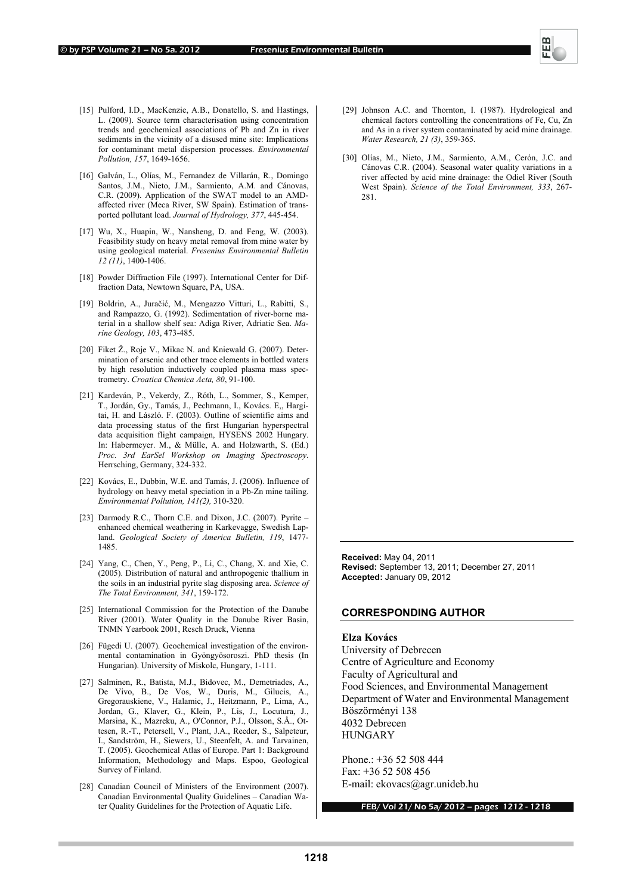[15] Pulford, I.D., MacKenzie, A.B., Donatello, S. and Hastings, L. (2009). Source term characterisation using concentration trends and geochemical associations of Pb and Zn in river sediments in the vicinity of a disused mine site: Implications for contaminant metal dispersion processes. *Environmental Pollution, 157*, 1649-1656.

[16] Galván, L., Olías, M., Fernandez de Villarán, R., Domingo Santos, J.M., Nieto, J.M., Sarmiento, A.M. and Cánovas, C.R. (2009). Application of the SWAT model to an AMD-affected river (Meca River, SW Spain). Estimation of transported pollutant load. *Journal of Hydrology, 377*, 445-454.

[17] Wu, X., Huapin, W., Nansheng, D. and Feng, W. (2003). Feasibility study on heavy metal removal from mine water by using geological material. *Fresenius Environmental Bulletin 12 (11)*, 1400-1406.

[18] Powder Diffraction File (1997). International Center for Diffraction Data, Newtown Square, PA, USA.

[19] Boldrin, A., Juračić, M., Mengazzo Vitturi, L., Rabitti, S., and Rampazzo, G. (1992). Sedimentation of river-borne material in a shallow shelf sea: Adiga River, Adriatic Sea. *Marine Geology, 103*, 473-485.

[20] Fiket Ž., Roje V., Mikac N. and Kniewald G. (2007). Determination of arsenic and other trace elements in bottled waters by high resolution inductively coupled plasma mass spectrometry. *Croatica Chemica Acta, 80*, 91-100.

[21] Kardeván, P., Vekerdy, Z., Róth, L., Sommer, S., Kemper, T., Jordán, Gy., Tamás, J., Pechmann, I., Kovács. E,, Hargitai, H. and László. F. (2003). Outline of scientific aims and data processing status of the first Hungarian hyperspectral data acquisition flight campaign, HYSENS 2002 Hungary. In: Habermeyer. M., & Mülle, A. and Holzwarth, S. (Ed.) *Proc. 3rd EarSel Workshop on Imaging Spectroscopy*. Herrsching, Germany, 324-332.

[22] Kovács, E., Dubbin, W.E. and Tamás, J. (2006). Influence of hydrology on heavy metal speciation in a Pb-Zn mine tailing. *Environmental Pollution, 141(2),* 310-320.

[23] Darmody R.C., Thorn C.E. and Dixon, J.C. (2007). Pyrite – enhanced chemical weathering in Karkevagge, Swedish Lapland. *Geological Society of America Bulletin, 119*, 1477-1485.

[24] Yang, C., Chen, Y., Peng, P., Li, C., Chang, X. and Xie, C. (2005). Distribution of natural and anthropogenic thallium in the soils in an industrial pyrite slag disposing area. *Science of The Total Environment, 341*, 159-172.

[25] International Commission for the Protection of the Danube River (2001). Water Quality in the Danube River Basin, TNMN Yearbook 2001, Resch Druck, Vienna

[26] Fügedi U. (2007). Geochemical investigation of the environmental contamination in Gyöngyösoroszi. PhD thesis (In Hungarian). University of Miskolc, Hungary, 1-111.

[27] Salminen, R., Batista, M.J., Bidovec, M., Demetriades, A., De Vivo, B., De Vos, W., Duris, M., Gilucis, A., Gregorauskiene, V., Halamic, J., Heitzmann, P., Lima, A., Jordan, G., Klaver, G., Klein, P., Lis, J., Locutura, J., Marsina, K., Mazreku, A., O'Connor, P.J., Olsson, S.Å., Ottesen, R.-T., Petersell, V., Plant, J.A., Reeder, S., Salpeteur, I., Sandström, H., Siewers, U., Steenfelt, A. and Tarvainen, T. (2005). Geochemical Atlas of Europe. Part 1: Background Information, Methodology and Maps. Espoo, Geological Survey of Finland.

[28] Canadian Council of Ministers of the Environment (2007). Canadian Environmental Quality Guidelines – Canadian Water Quality Guidelines for the Protection of Aquatic Life.

[29] Johnson A.C. and Thornton, I. (1987). Hydrological and chemical factors controlling the concentrations of Fe, Cu, Zn and As in a river system contaminated by acid mine drainage. *Water Research, 21 (3)*, 359-365.

[30] Olías, M., Nieto, J.M., Sarmiento, A.M., Cerón, J.C. and Cánovas C.R. (2004). Seasonal water quality variations in a river affected by acid mine drainage: the Odiel River (South West Spain). *Science of the Total Environment, 333*, 267-281.

**Received:** May 04, 2011
**Revised:** September 13, 2011; December 27, 2011
**Accepted:** January 09, 2012

## CORRESPONDING AUTHOR

**Elza Kovács**
University of Debrecen
Centre of Agriculture and Economy
Faculty of Agricultural and
Food Sciences, and Environmental Management
Department of Water and Environmental Management
Böszörményi 138
4032 Debrecen
HUNGARY

Phone.: +36 52 508 444
Fax: +36 52 508 456
E-mail: ekovacs@agr.unideb.hu